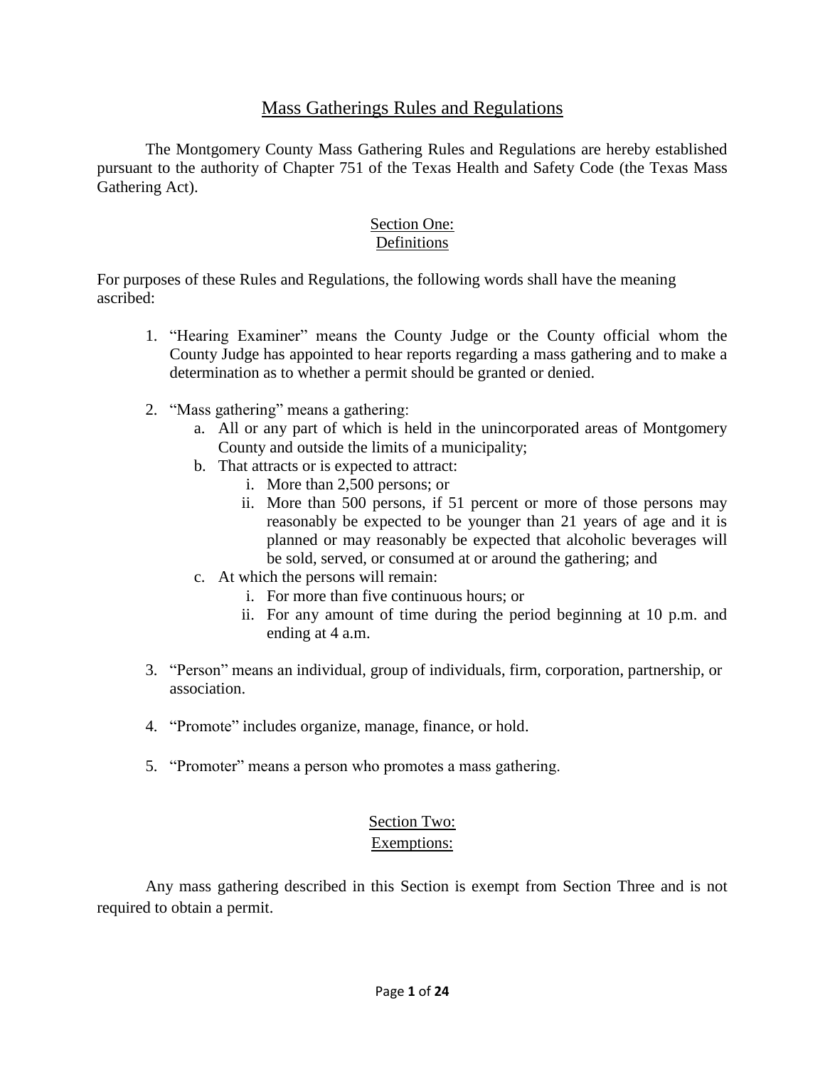# Mass Gatherings Rules and Regulations

The Montgomery County Mass Gathering Rules and Regulations are hereby established pursuant to the authority of Chapter 751 of the Texas Health and Safety Code (the Texas Mass Gathering Act).

## Section One: Definitions

For purposes of these Rules and Regulations, the following words shall have the meaning ascribed:

1. "Hearing Examiner" means the County Judge or the County official whom the County Judge has appointed to hear reports regarding a mass gathering and to make a determination as to whether a permit should be granted or denied.

2. "Mass gathering" means a gathering:
   a. All or any part of which is held in the unincorporated areas of Montgomery County and outside the limits of a municipality;
   b. That attracts or is expected to attract:
      i. More than 2,500 persons; or
      ii. More than 500 persons, if 51 percent or more of those persons may reasonably be expected to be younger than 21 years of age and it is planned or may reasonably be expected that alcoholic beverages will be sold, served, or consumed at or around the gathering; and
   c. At which the persons will remain:
      i. For more than five continuous hours; or
      ii. For any amount of time during the period beginning at 10 p.m. and ending at 4 a.m.

3. "Person" means an individual, group of individuals, firm, corporation, partnership, or association.

4. "Promote" includes organize, manage, finance, or hold.

5. "Promoter" means a person who promotes a mass gathering.

## Section Two: Exemptions:

Any mass gathering described in this Section is exempt from Section Three and is not required to obtain a permit.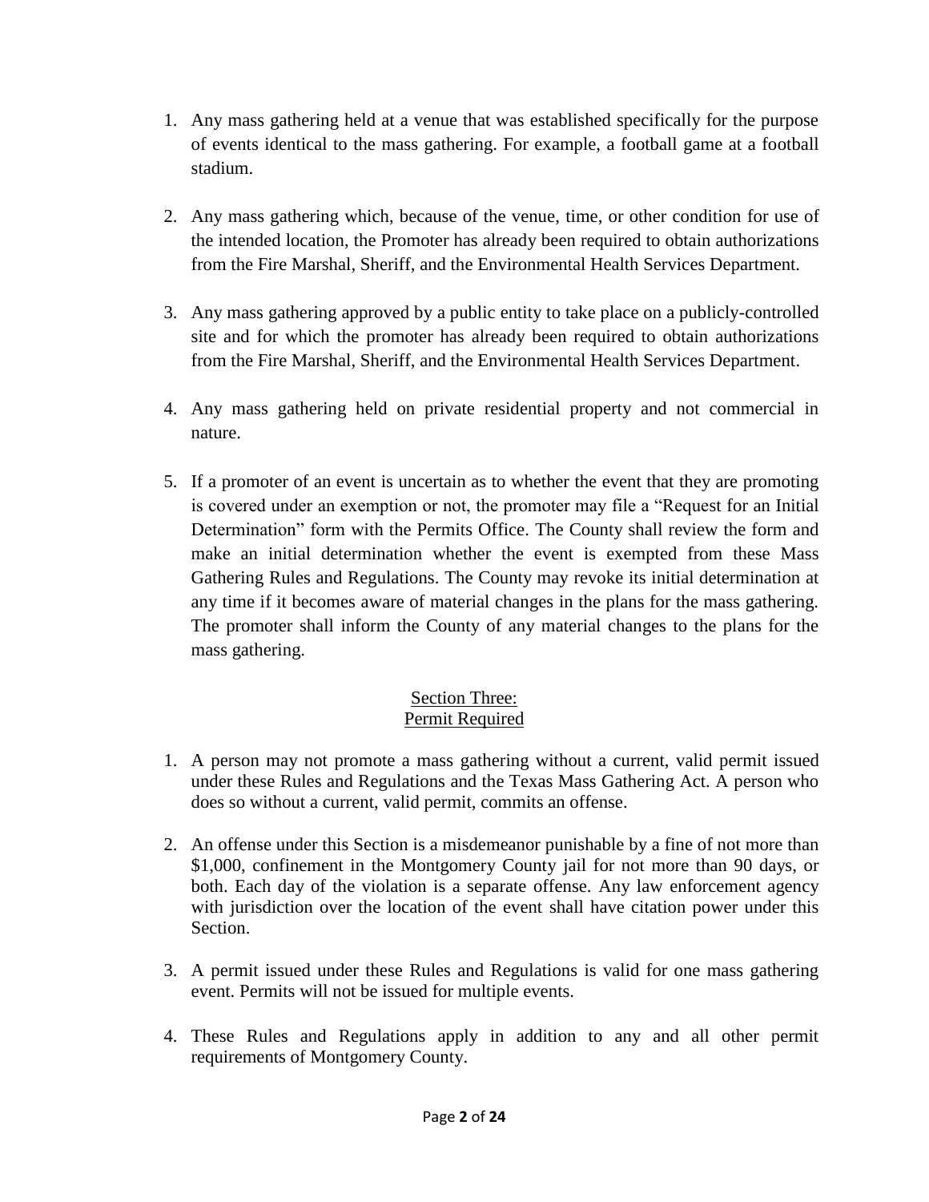1. Any mass gathering held at a venue that was established specifically for the purpose of events identical to the mass gathering. For example, a football game at a football stadium.

2. Any mass gathering which, because of the venue, time, or other condition for use of the intended location, the Promoter has already been required to obtain authorizations from the Fire Marshal, Sheriff, and the Environmental Health Services Department.

3. Any mass gathering approved by a public entity to take place on a publicly-controlled site and for which the promoter has already been required to obtain authorizations from the Fire Marshal, Sheriff, and the Environmental Health Services Department.

4. Any mass gathering held on private residential property and not commercial in nature.

5. If a promoter of an event is uncertain as to whether the event that they are promoting is covered under an exemption or not, the promoter may file a "Request for an Initial Determination" form with the Permits Office. The County shall review the form and make an initial determination whether the event is exempted from these Mass Gathering Rules and Regulations. The County may revoke its initial determination at any time if it becomes aware of material changes in the plans for the mass gathering. The promoter shall inform the County of any material changes to the plans for the mass gathering.

## Section Three:
## Permit Required

1. A person may not promote a mass gathering without a current, valid permit issued under these Rules and Regulations and the Texas Mass Gathering Act. A person who does so without a current, valid permit, commits an offense.

2. An offense under this Section is a misdemeanor punishable by a fine of not more than $1,000, confinement in the Montgomery County jail for not more than 90 days, or both. Each day of the violation is a separate offense. Any law enforcement agency with jurisdiction over the location of the event shall have citation power under this Section.

3. A permit issued under these Rules and Regulations is valid for one mass gathering event. Permits will not be issued for multiple events.

4. These Rules and Regulations apply in addition to any and all other permit requirements of Montgomery County.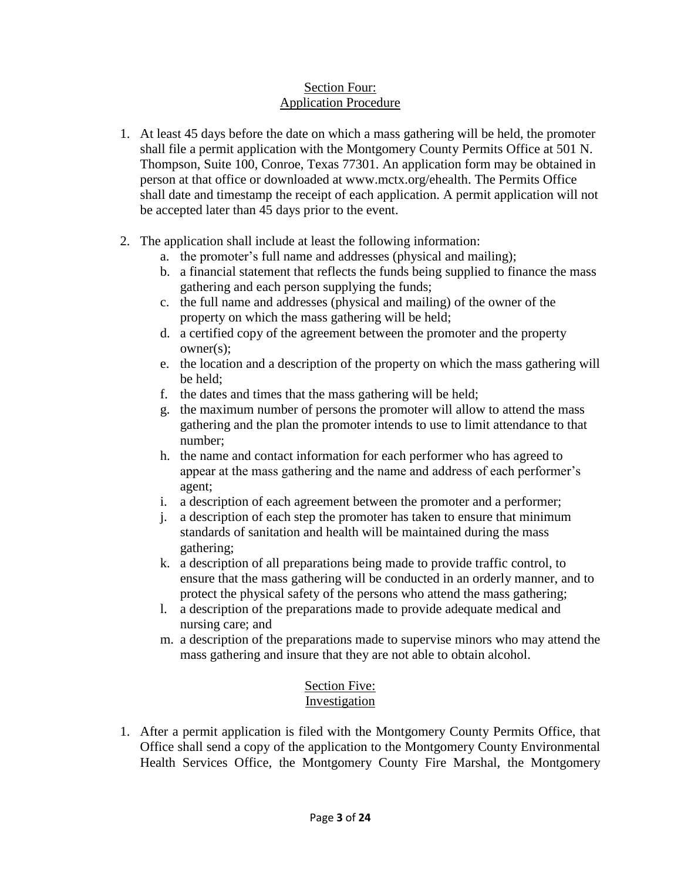## Section Four: Application Procedure

1. At least 45 days before the date on which a mass gathering will be held, the promoter shall file a permit application with the Montgomery County Permits Office at 501 N. Thompson, Suite 100, Conroe, Texas 77301. An application form may be obtained in person at that office or downloaded at www.mctx.org/ehealth. The Permits Office shall date and timestamp the receipt of each application. A permit application will not be accepted later than 45 days prior to the event.

2. The application shall include at least the following information:
   a. the promoter's full name and addresses (physical and mailing);
   b. a financial statement that reflects the funds being supplied to finance the mass gathering and each person supplying the funds;
   c. the full name and addresses (physical and mailing) of the owner of the property on which the mass gathering will be held;
   d. a certified copy of the agreement between the promoter and the property owner(s);
   e. the location and a description of the property on which the mass gathering will be held;
   f. the dates and times that the mass gathering will be held;
   g. the maximum number of persons the promoter will allow to attend the mass gathering and the plan the promoter intends to use to limit attendance to that number;
   h. the name and contact information for each performer who has agreed to appear at the mass gathering and the name and address of each performer's agent;
   i. a description of each agreement between the promoter and a performer;
   j. a description of each step the promoter has taken to ensure that minimum standards of sanitation and health will be maintained during the mass gathering;
   k. a description of all preparations being made to provide traffic control, to ensure that the mass gathering will be conducted in an orderly manner, and to protect the physical safety of the persons who attend the mass gathering;
   l. a description of the preparations made to provide adequate medical and nursing care; and
   m. a description of the preparations made to supervise minors who may attend the mass gathering and insure that they are not able to obtain alcohol.

## Section Five: Investigation

1. After a permit application is filed with the Montgomery County Permits Office, that Office shall send a copy of the application to the Montgomery County Environmental Health Services Office, the Montgomery County Fire Marshal, the Montgomery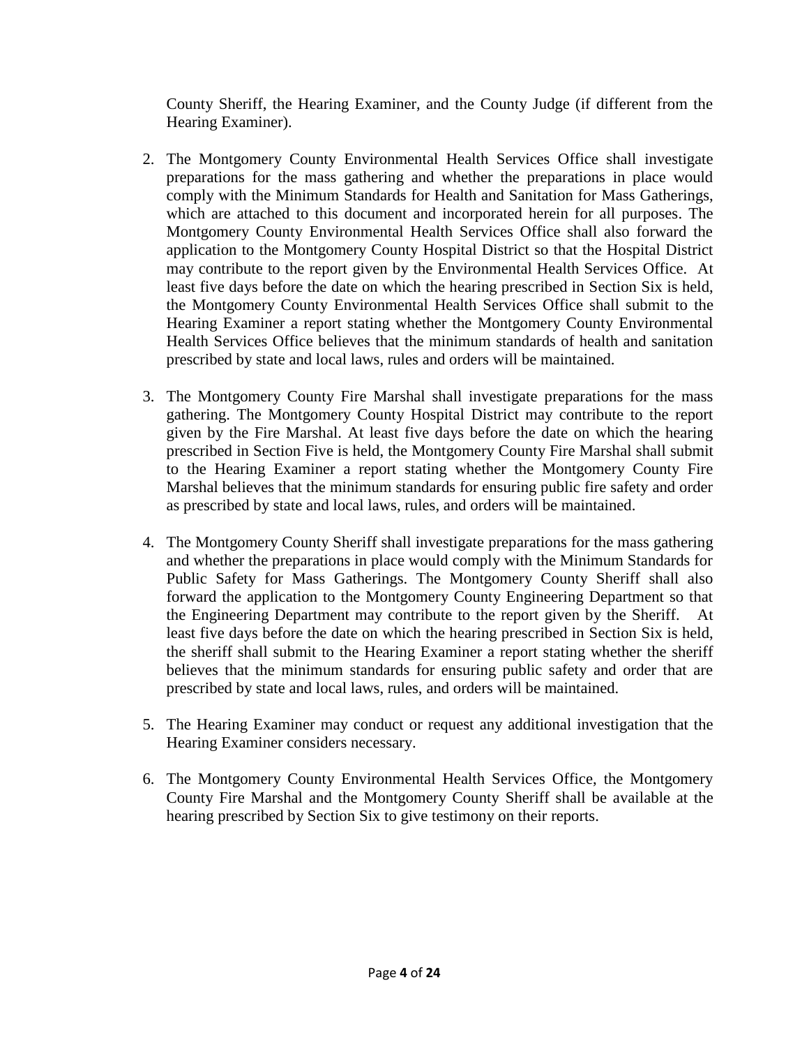County Sheriff, the Hearing Examiner, and the County Judge (if different from the Hearing Examiner).

2. The Montgomery County Environmental Health Services Office shall investigate preparations for the mass gathering and whether the preparations in place would comply with the Minimum Standards for Health and Sanitation for Mass Gatherings, which are attached to this document and incorporated herein for all purposes. The Montgomery County Environmental Health Services Office shall also forward the application to the Montgomery County Hospital District so that the Hospital District may contribute to the report given by the Environmental Health Services Office. At least five days before the date on which the hearing prescribed in Section Six is held, the Montgomery County Environmental Health Services Office shall submit to the Hearing Examiner a report stating whether the Montgomery County Environmental Health Services Office believes that the minimum standards of health and sanitation prescribed by state and local laws, rules and orders will be maintained.

3. The Montgomery County Fire Marshal shall investigate preparations for the mass gathering. The Montgomery County Hospital District may contribute to the report given by the Fire Marshal. At least five days before the date on which the hearing prescribed in Section Five is held, the Montgomery County Fire Marshal shall submit to the Hearing Examiner a report stating whether the Montgomery County Fire Marshal believes that the minimum standards for ensuring public fire safety and order as prescribed by state and local laws, rules, and orders will be maintained.

4. The Montgomery County Sheriff shall investigate preparations for the mass gathering and whether the preparations in place would comply with the Minimum Standards for Public Safety for Mass Gatherings. The Montgomery County Sheriff shall also forward the application to the Montgomery County Engineering Department so that the Engineering Department may contribute to the report given by the Sheriff. At least five days before the date on which the hearing prescribed in Section Six is held, the sheriff shall submit to the Hearing Examiner a report stating whether the sheriff believes that the minimum standards for ensuring public safety and order that are prescribed by state and local laws, rules, and orders will be maintained.

5. The Hearing Examiner may conduct or request any additional investigation that the Hearing Examiner considers necessary.

6. The Montgomery County Environmental Health Services Office, the Montgomery County Fire Marshal and the Montgomery County Sheriff shall be available at the hearing prescribed by Section Six to give testimony on their reports.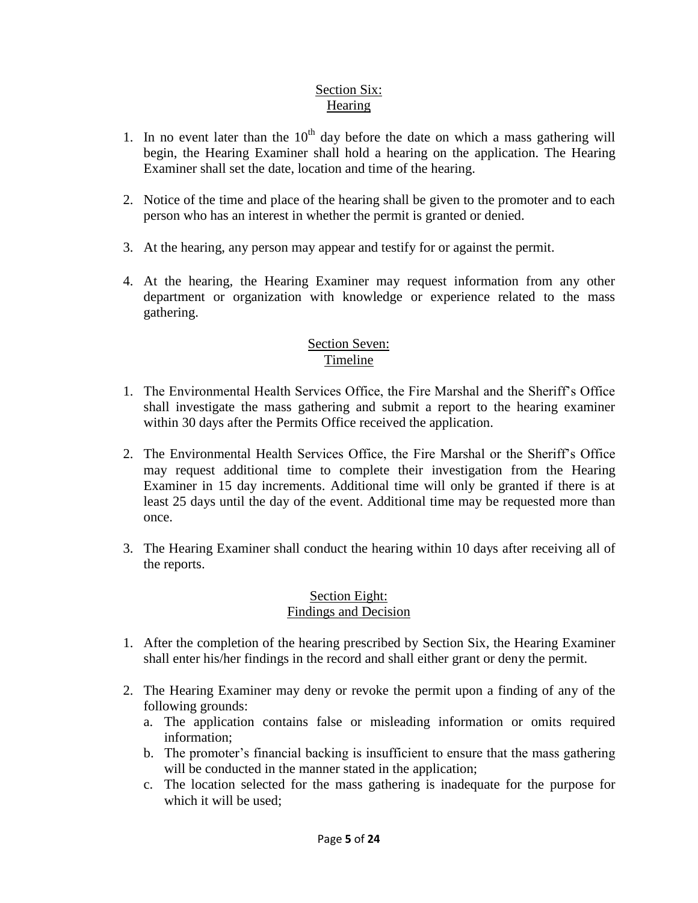## Section Six: Hearing

1. In no event later than the 10th day before the date on which a mass gathering will begin, the Hearing Examiner shall hold a hearing on the application. The Hearing Examiner shall set the date, location and time of the hearing.

2. Notice of the time and place of the hearing shall be given to the promoter and to each person who has an interest in whether the permit is granted or denied.

3. At the hearing, any person may appear and testify for or against the permit.

4. At the hearing, the Hearing Examiner may request information from any other department or organization with knowledge or experience related to the mass gathering.

## Section Seven: Timeline

1. The Environmental Health Services Office, the Fire Marshal and the Sheriff's Office shall investigate the mass gathering and submit a report to the hearing examiner within 30 days after the Permits Office received the application.

2. The Environmental Health Services Office, the Fire Marshal or the Sheriff's Office may request additional time to complete their investigation from the Hearing Examiner in 15 day increments. Additional time will only be granted if there is at least 25 days until the day of the event. Additional time may be requested more than once.

3. The Hearing Examiner shall conduct the hearing within 10 days after receiving all of the reports.

## Section Eight: Findings and Decision

1. After the completion of the hearing prescribed by Section Six, the Hearing Examiner shall enter his/her findings in the record and shall either grant or deny the permit.

2. The Hearing Examiner may deny or revoke the permit upon a finding of any of the following grounds:
   a. The application contains false or misleading information or omits required information;
   b. The promoter's financial backing is insufficient to ensure that the mass gathering will be conducted in the manner stated in the application;
   c. The location selected for the mass gathering is inadequate for the purpose for which it will be used;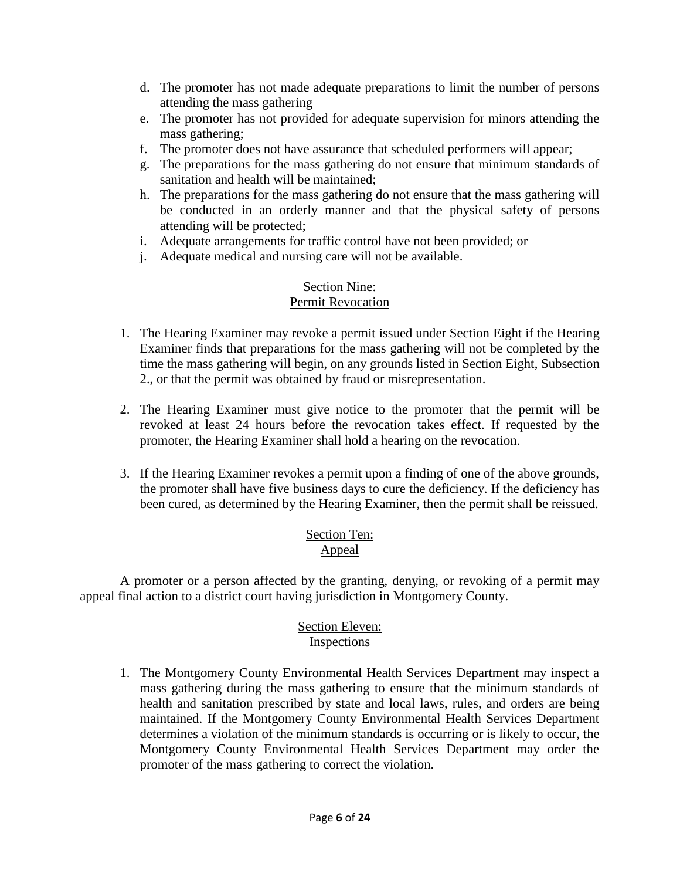d. The promoter has not made adequate preparations to limit the number of persons attending the mass gathering
e. The promoter has not provided for adequate supervision for minors attending the mass gathering;
f. The promoter does not have assurance that scheduled performers will appear;
g. The preparations for the mass gathering do not ensure that minimum standards of sanitation and health will be maintained;
h. The preparations for the mass gathering do not ensure that the mass gathering will be conducted in an orderly manner and that the physical safety of persons attending will be protected;
i. Adequate arrangements for traffic control have not been provided; or
j. Adequate medical and nursing care will not be available.

## Section Nine: Permit Revocation

1. The Hearing Examiner may revoke a permit issued under Section Eight if the Hearing Examiner finds that preparations for the mass gathering will not be completed by the time the mass gathering will begin, on any grounds listed in Section Eight, Subsection 2., or that the permit was obtained by fraud or misrepresentation.

2. The Hearing Examiner must give notice to the promoter that the permit will be revoked at least 24 hours before the revocation takes effect. If requested by the promoter, the Hearing Examiner shall hold a hearing on the revocation.

3. If the Hearing Examiner revokes a permit upon a finding of one of the above grounds, the promoter shall have five business days to cure the deficiency. If the deficiency has been cured, as determined by the Hearing Examiner, then the permit shall be reissued.

## Section Ten: Appeal

A promoter or a person affected by the granting, denying, or revoking of a permit may appeal final action to a district court having jurisdiction in Montgomery County.

## Section Eleven: Inspections

1. The Montgomery County Environmental Health Services Department may inspect a mass gathering during the mass gathering to ensure that the minimum standards of health and sanitation prescribed by state and local laws, rules, and orders are being maintained. If the Montgomery County Environmental Health Services Department determines a violation of the minimum standards is occurring or is likely to occur, the Montgomery County Environmental Health Services Department may order the promoter of the mass gathering to correct the violation.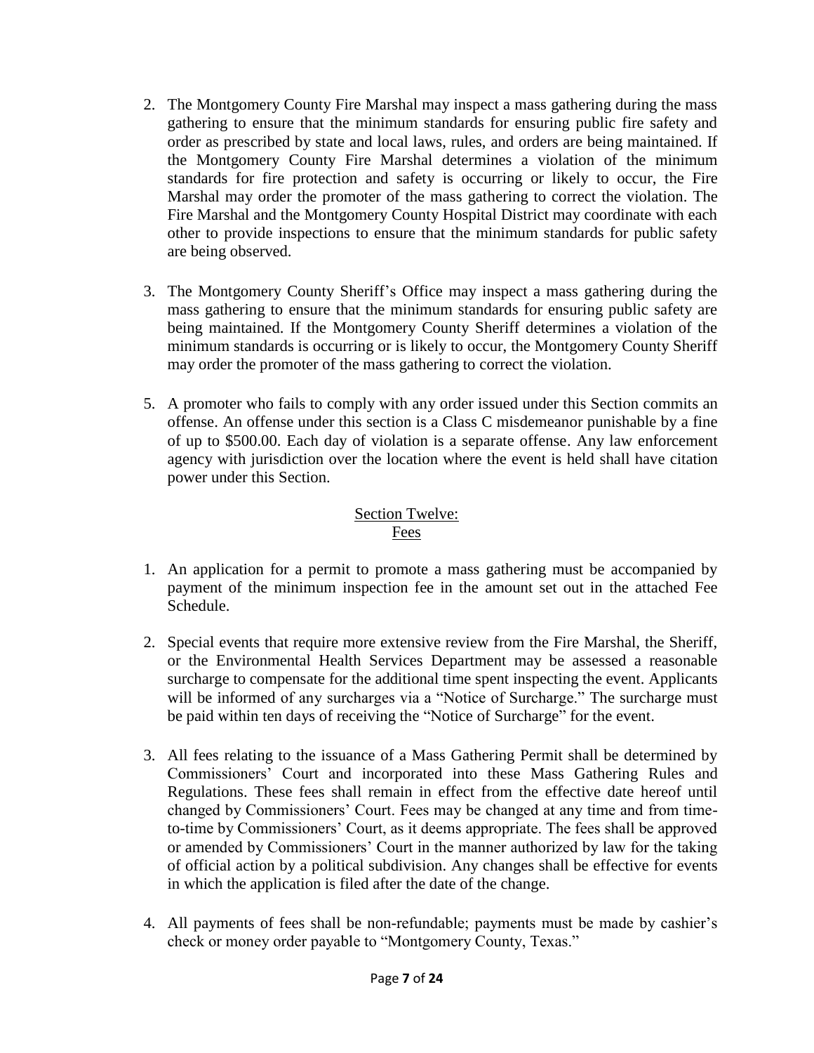2. The Montgomery County Fire Marshal may inspect a mass gathering during the mass gathering to ensure that the minimum standards for ensuring public fire safety and order as prescribed by state and local laws, rules, and orders are being maintained. If the Montgomery County Fire Marshal determines a violation of the minimum standards for fire protection and safety is occurring or likely to occur, the Fire Marshal may order the promoter of the mass gathering to correct the violation. The Fire Marshal and the Montgomery County Hospital District may coordinate with each other to provide inspections to ensure that the minimum standards for public safety are being observed.

3. The Montgomery County Sheriff's Office may inspect a mass gathering during the mass gathering to ensure that the minimum standards for ensuring public safety are being maintained. If the Montgomery County Sheriff determines a violation of the minimum standards is occurring or is likely to occur, the Montgomery County Sheriff may order the promoter of the mass gathering to correct the violation.

5. A promoter who fails to comply with any order issued under this Section commits an offense. An offense under this section is a Class C misdemeanor punishable by a fine of up to $500.00. Each day of violation is a separate offense. Any law enforcement agency with jurisdiction over the location where the event is held shall have citation power under this Section.

## Section Twelve: Fees

1. An application for a permit to promote a mass gathering must be accompanied by payment of the minimum inspection fee in the amount set out in the attached Fee Schedule.

2. Special events that require more extensive review from the Fire Marshal, the Sheriff, or the Environmental Health Services Department may be assessed a reasonable surcharge to compensate for the additional time spent inspecting the event. Applicants will be informed of any surcharges via a "Notice of Surcharge." The surcharge must be paid within ten days of receiving the "Notice of Surcharge" for the event.

3. All fees relating to the issuance of a Mass Gathering Permit shall be determined by Commissioners' Court and incorporated into these Mass Gathering Rules and Regulations. These fees shall remain in effect from the effective date hereof until changed by Commissioners' Court. Fees may be changed at any time and from time-to-time by Commissioners' Court, as it deems appropriate. The fees shall be approved or amended by Commissioners' Court in the manner authorized by law for the taking of official action by a political subdivision. Any changes shall be effective for events in which the application is filed after the date of the change.

4. All payments of fees shall be non-refundable; payments must be made by cashier's check or money order payable to "Montgomery County, Texas."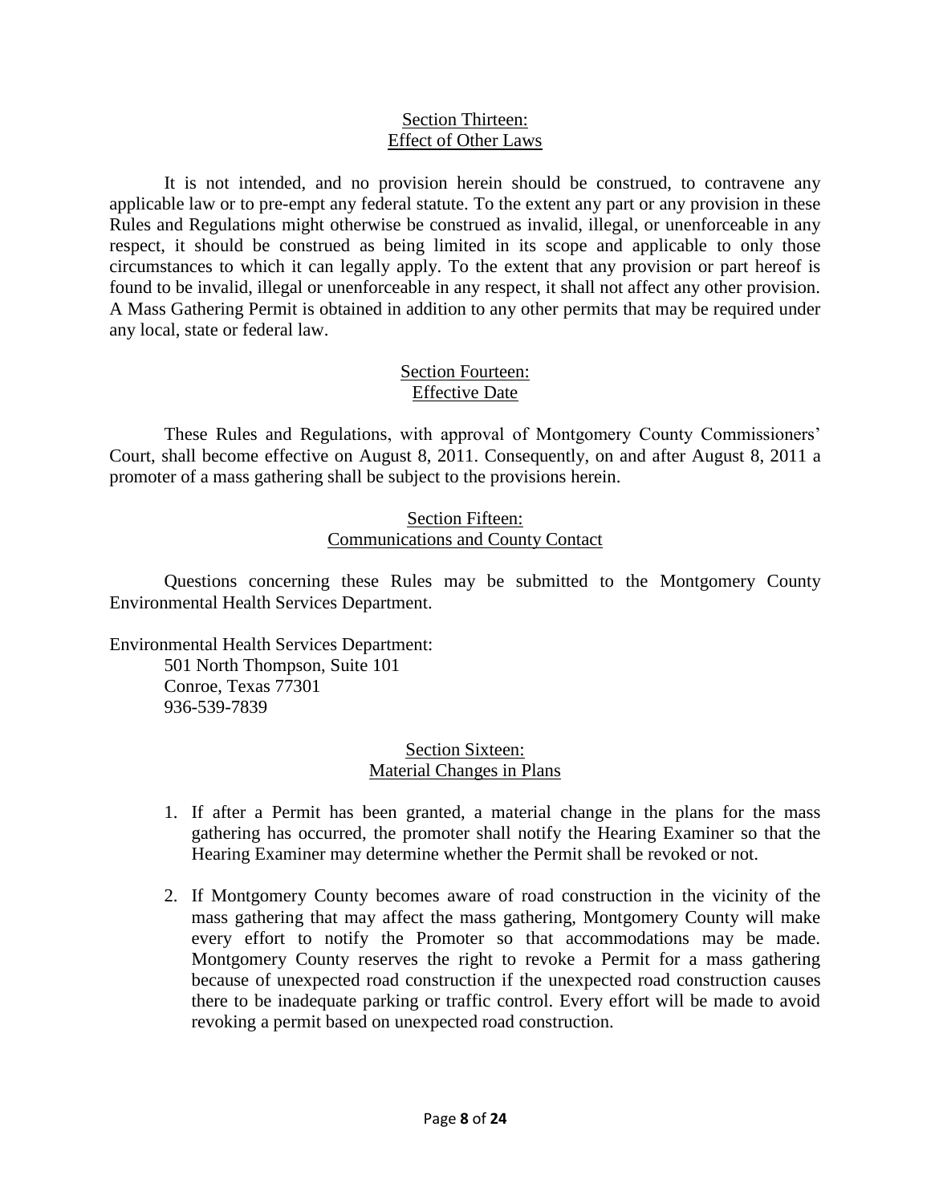## Section Thirteen: Effect of Other Laws

It is not intended, and no provision herein should be construed, to contravene any applicable law or to pre-empt any federal statute. To the extent any part or any provision in these Rules and Regulations might otherwise be construed as invalid, illegal, or unenforceable in any respect, it should be construed as being limited in its scope and applicable to only those circumstances to which it can legally apply. To the extent that any provision or part hereof is found to be invalid, illegal or unenforceable in any respect, it shall not affect any other provision. A Mass Gathering Permit is obtained in addition to any other permits that may be required under any local, state or federal law.

## Section Fourteen: Effective Date

These Rules and Regulations, with approval of Montgomery County Commissioners' Court, shall become effective on August 8, 2011. Consequently, on and after August 8, 2011 a promoter of a mass gathering shall be subject to the provisions herein.

## Section Fifteen: Communications and County Contact

Questions concerning these Rules may be submitted to the Montgomery County Environmental Health Services Department.

Environmental Health Services Department:
501 North Thompson, Suite 101
Conroe, Texas 77301
936-539-7839

## Section Sixteen: Material Changes in Plans

1. If after a Permit has been granted, a material change in the plans for the mass gathering has occurred, the promoter shall notify the Hearing Examiner so that the Hearing Examiner may determine whether the Permit shall be revoked or not.

2. If Montgomery County becomes aware of road construction in the vicinity of the mass gathering that may affect the mass gathering, Montgomery County will make every effort to notify the Promoter so that accommodations may be made. Montgomery County reserves the right to revoke a Permit for a mass gathering because of unexpected road construction if the unexpected road construction causes there to be inadequate parking or traffic control. Every effort will be made to avoid revoking a permit based on unexpected road construction.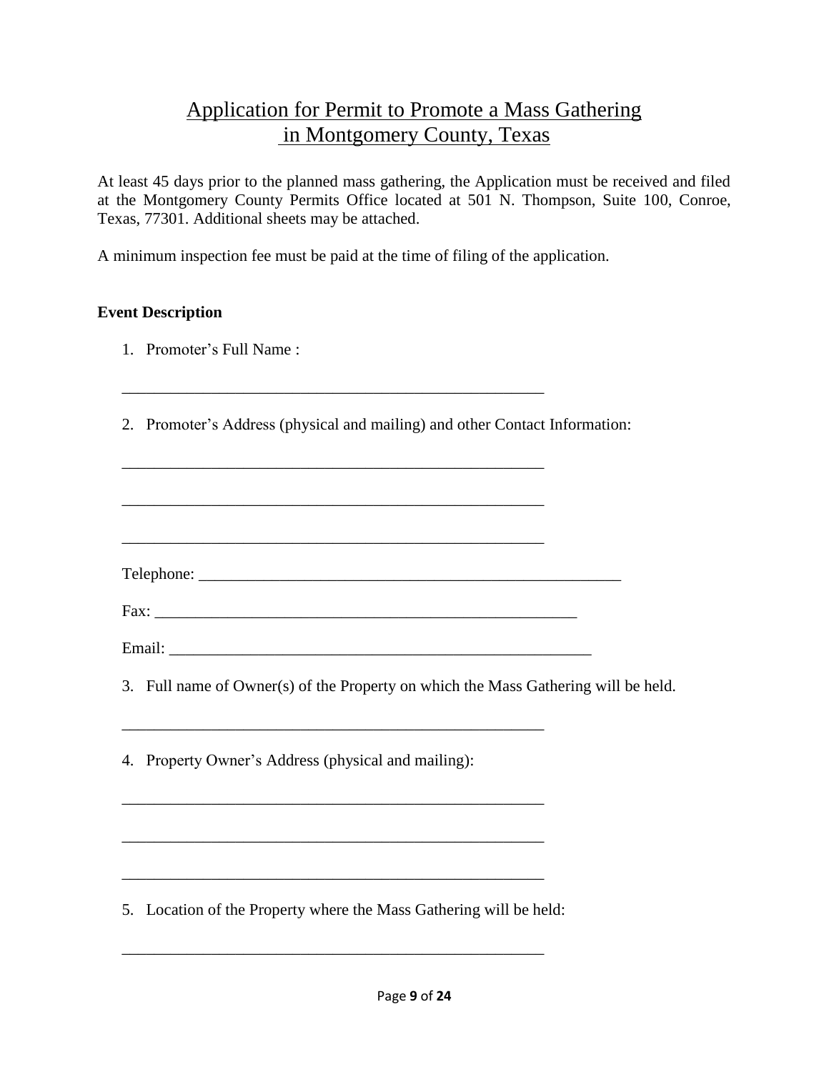# Application for Permit to Promote a Mass Gathering in Montgomery County, Texas

At least 45 days prior to the planned mass gathering, the Application must be received and filed at the Montgomery County Permits Office located at 501 N. Thompson, Suite 100, Conroe, Texas, 77301. Additional sheets may be attached.

A minimum inspection fee must be paid at the time of filing of the application.

**Event Description**

1. Promoter's Full Name :

   _______________________________________________

2. Promoter's Address (physical and mailing) and other Contact Information:

   _______________________________________________

   _______________________________________________

   _______________________________________________

   Telephone: _______________________________________________

   Fax: _______________________________________________

   Email: _______________________________________________

3. Full name of Owner(s) of the Property on which the Mass Gathering will be held.

   _______________________________________________

4. Property Owner's Address (physical and mailing):

   _______________________________________________

   _______________________________________________

   _______________________________________________

5. Location of the Property where the Mass Gathering will be held:

   _______________________________________________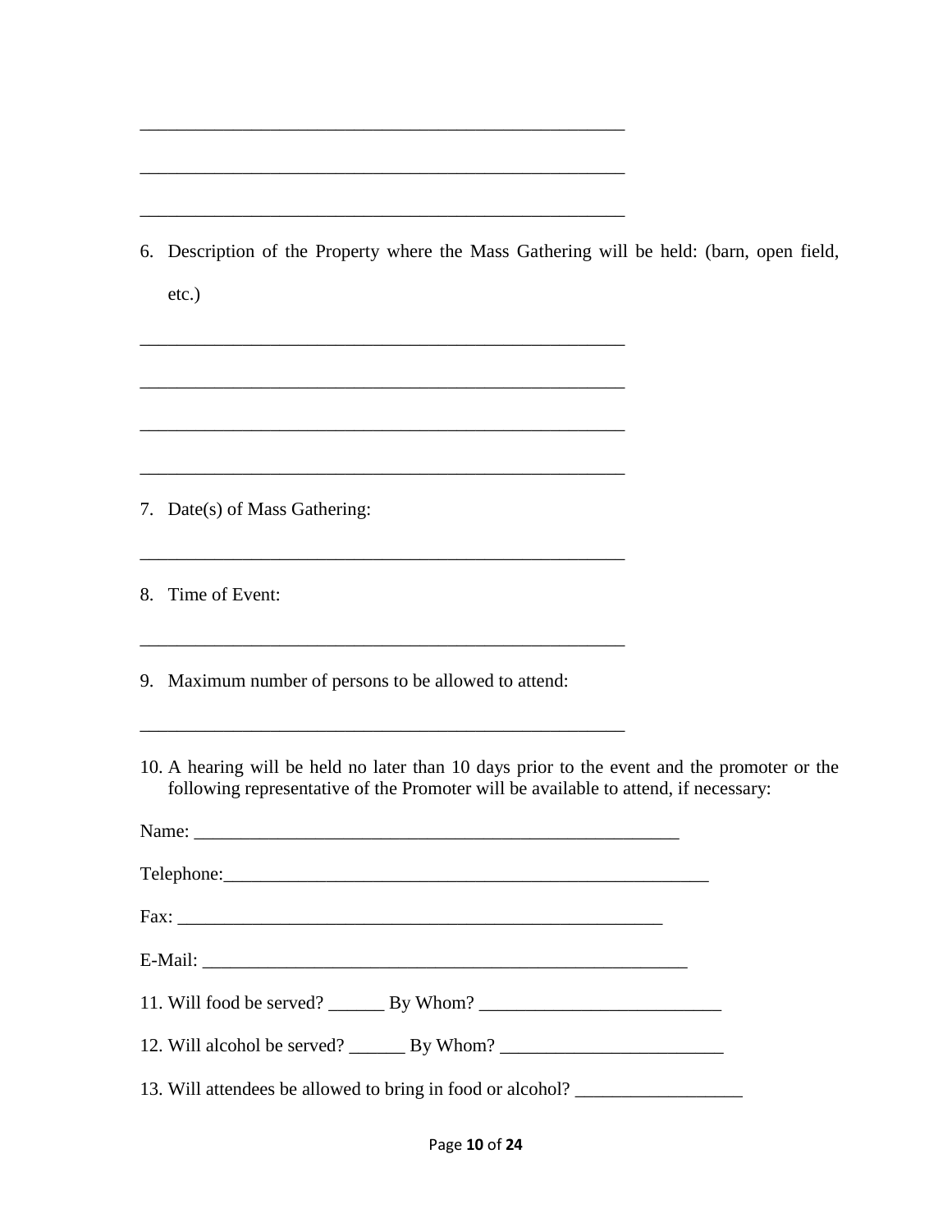_____________________________________________________

_____________________________________________________

_____________________________________________________

6. Description of the Property where the Mass Gathering will be held: (barn, open field, etc.)

_____________________________________________________

_____________________________________________________

_____________________________________________________

_____________________________________________________

7. Date(s) of Mass Gathering:

_____________________________________________________

8. Time of Event:

_____________________________________________________

9. Maximum number of persons to be allowed to attend:

_____________________________________________________

10. A hearing will be held no later than 10 days prior to the event and the promoter or the following representative of the Promoter will be available to attend, if necessary:

Name: _____________________________________________________

Telephone:_____________________________________________________

Fax: _____________________________________________________

E-Mail: _____________________________________________________

11. Will food be served? ______ By Whom? __________________________

12. Will alcohol be served? ______ By Whom? ________________________

13. Will attendees be allowed to bring in food or alcohol? __________________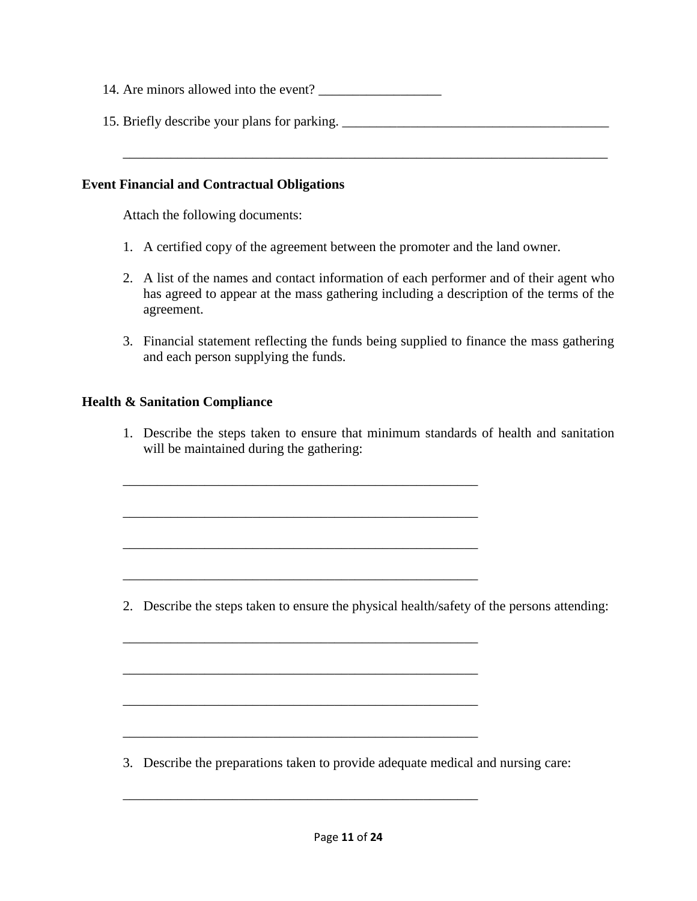14. Are minors allowed into the event? __________________

15. Briefly describe your plans for parking. ________________________________________

    ________________________________________________________________________

**Event Financial and Contractual Obligations**

Attach the following documents:

1. A certified copy of the agreement between the promoter and the land owner.

2. A list of the names and contact information of each performer and of their agent who has agreed to appear at the mass gathering including a description of the terms of the agreement.

3. Financial statement reflecting the funds being supplied to finance the mass gathering and each person supplying the funds.

**Health & Sanitation Compliance**

1. Describe the steps taken to ensure that minimum standards of health and sanitation will be maintained during the gathering:

   _____________________________________________________

   _____________________________________________________

   _____________________________________________________

   _____________________________________________________

2. Describe the steps taken to ensure the physical health/safety of the persons attending:

   _____________________________________________________

   _____________________________________________________

   _____________________________________________________

   _____________________________________________________

3. Describe the preparations taken to provide adequate medical and nursing care:

   _____________________________________________________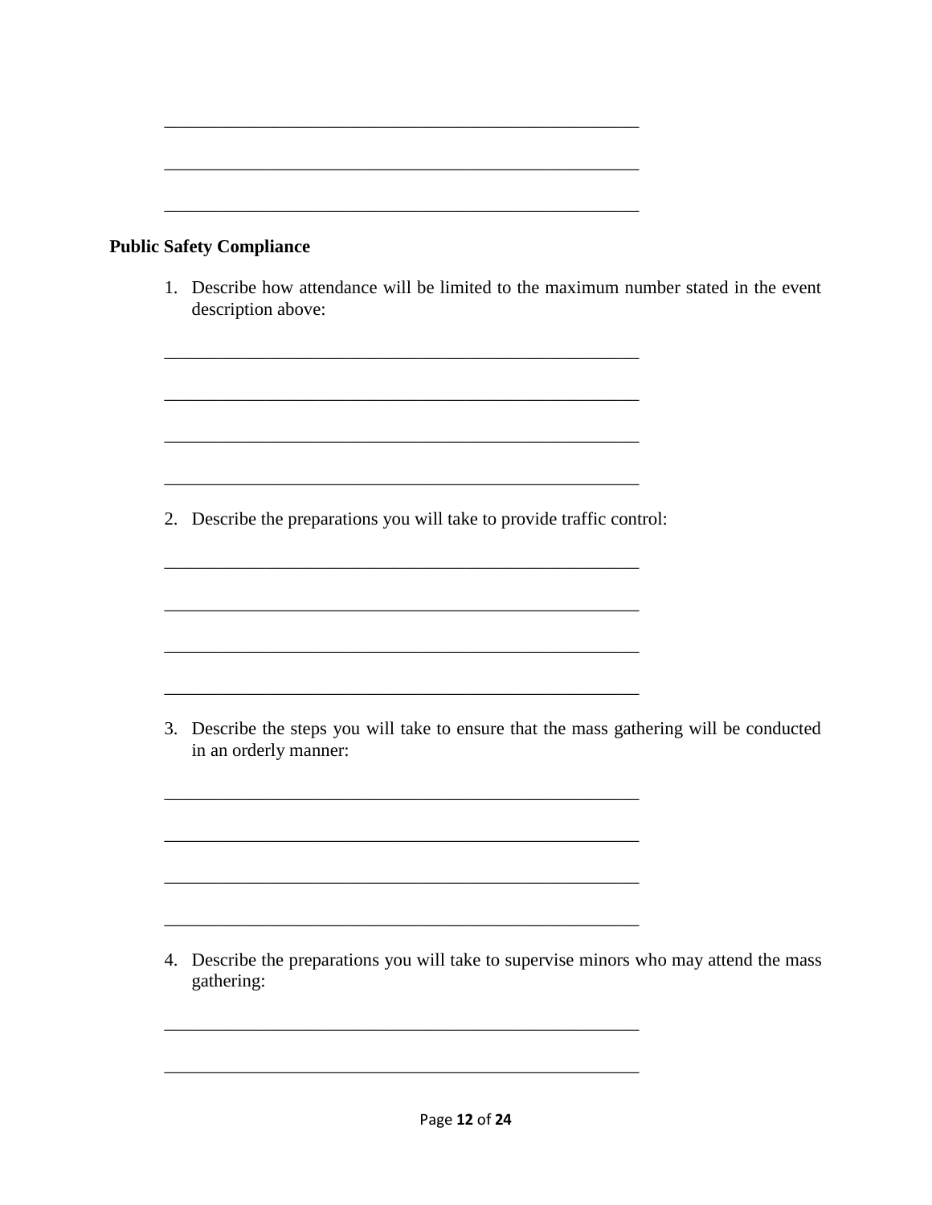\_\_\_\_\_\_\_\_\_\_\_\_\_\_\_\_\_\_\_\_\_\_\_\_\_\_\_\_\_\_\_\_\_\_\_\_\_\_\_\_\_\_\_\_\_\_\_\_\_\_

\_\_\_\_\_\_\_\_\_\_\_\_\_\_\_\_\_\_\_\_\_\_\_\_\_\_\_\_\_\_\_\_\_\_\_\_\_\_\_\_\_\_\_\_\_\_\_\_\_\_

\_\_\_\_\_\_\_\_\_\_\_\_\_\_\_\_\_\_\_\_\_\_\_\_\_\_\_\_\_\_\_\_\_\_\_\_\_\_\_\_\_\_\_\_\_\_\_\_\_\_

**Public Safety Compliance**

1. Describe how attendance will be limited to the maximum number stated in the event description above:

   \_\_\_\_\_\_\_\_\_\_\_\_\_\_\_\_\_\_\_\_\_\_\_\_\_\_\_\_\_\_\_\_\_\_\_\_\_\_\_\_\_\_\_\_\_\_\_\_\_\_

   \_\_\_\_\_\_\_\_\_\_\_\_\_\_\_\_\_\_\_\_\_\_\_\_\_\_\_\_\_\_\_\_\_\_\_\_\_\_\_\_\_\_\_\_\_\_\_\_\_\_

   \_\_\_\_\_\_\_\_\_\_\_\_\_\_\_\_\_\_\_\_\_\_\_\_\_\_\_\_\_\_\_\_\_\_\_\_\_\_\_\_\_\_\_\_\_\_\_\_\_\_

   \_\_\_\_\_\_\_\_\_\_\_\_\_\_\_\_\_\_\_\_\_\_\_\_\_\_\_\_\_\_\_\_\_\_\_\_\_\_\_\_\_\_\_\_\_\_\_\_\_\_

2. Describe the preparations you will take to provide traffic control:

   \_\_\_\_\_\_\_\_\_\_\_\_\_\_\_\_\_\_\_\_\_\_\_\_\_\_\_\_\_\_\_\_\_\_\_\_\_\_\_\_\_\_\_\_\_\_\_\_\_\_

   \_\_\_\_\_\_\_\_\_\_\_\_\_\_\_\_\_\_\_\_\_\_\_\_\_\_\_\_\_\_\_\_\_\_\_\_\_\_\_\_\_\_\_\_\_\_\_\_\_\_

   \_\_\_\_\_\_\_\_\_\_\_\_\_\_\_\_\_\_\_\_\_\_\_\_\_\_\_\_\_\_\_\_\_\_\_\_\_\_\_\_\_\_\_\_\_\_\_\_\_\_

   \_\_\_\_\_\_\_\_\_\_\_\_\_\_\_\_\_\_\_\_\_\_\_\_\_\_\_\_\_\_\_\_\_\_\_\_\_\_\_\_\_\_\_\_\_\_\_\_\_\_

3. Describe the steps you will take to ensure that the mass gathering will be conducted in an orderly manner:

   \_\_\_\_\_\_\_\_\_\_\_\_\_\_\_\_\_\_\_\_\_\_\_\_\_\_\_\_\_\_\_\_\_\_\_\_\_\_\_\_\_\_\_\_\_\_\_\_\_\_

   \_\_\_\_\_\_\_\_\_\_\_\_\_\_\_\_\_\_\_\_\_\_\_\_\_\_\_\_\_\_\_\_\_\_\_\_\_\_\_\_\_\_\_\_\_\_\_\_\_\_

   \_\_\_\_\_\_\_\_\_\_\_\_\_\_\_\_\_\_\_\_\_\_\_\_\_\_\_\_\_\_\_\_\_\_\_\_\_\_\_\_\_\_\_\_\_\_\_\_\_\_

   \_\_\_\_\_\_\_\_\_\_\_\_\_\_\_\_\_\_\_\_\_\_\_\_\_\_\_\_\_\_\_\_\_\_\_\_\_\_\_\_\_\_\_\_\_\_\_\_\_\_

4. Describe the preparations you will take to supervise minors who may attend the mass gathering:

   \_\_\_\_\_\_\_\_\_\_\_\_\_\_\_\_\_\_\_\_\_\_\_\_\_\_\_\_\_\_\_\_\_\_\_\_\_\_\_\_\_\_\_\_\_\_\_\_\_\_

   \_\_\_\_\_\_\_\_\_\_\_\_\_\_\_\_\_\_\_\_\_\_\_\_\_\_\_\_\_\_\_\_\_\_\_\_\_\_\_\_\_\_\_\_\_\_\_\_\_\_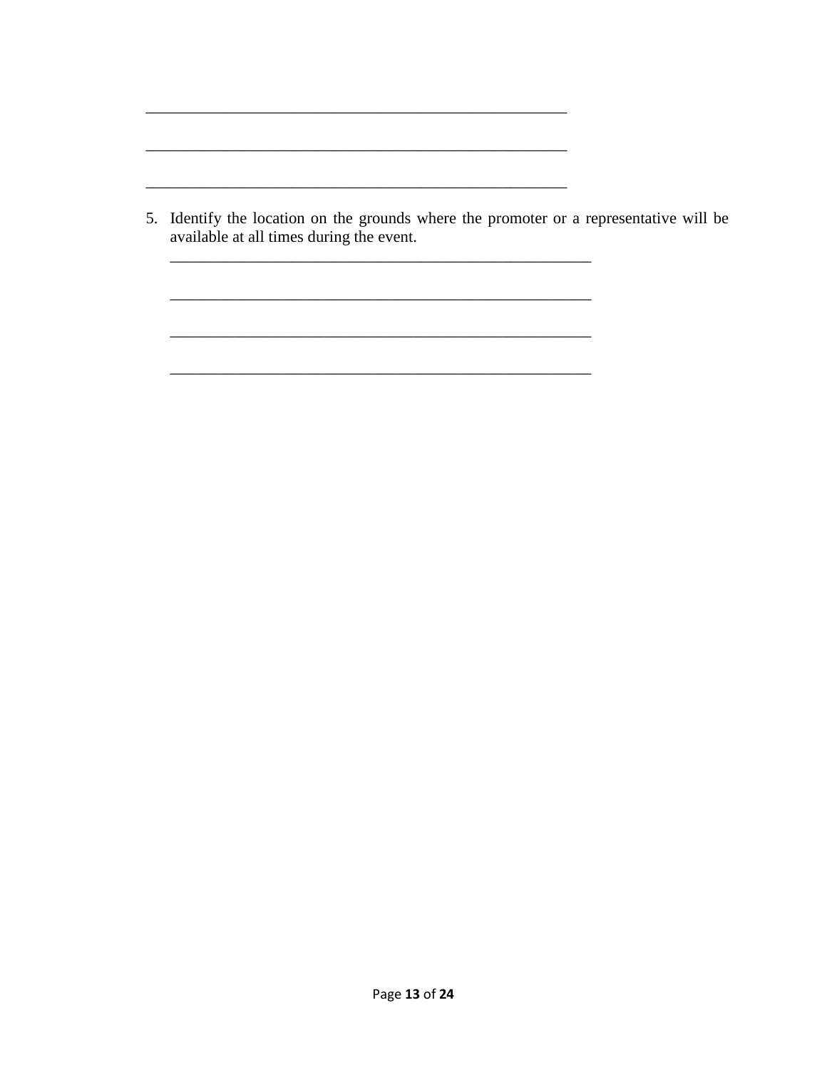______________________________________________________

______________________________________________________

______________________________________________________

5. Identify the location on the grounds where the promoter or a representative will be available at all times during the event.

   ______________________________________________________

   ______________________________________________________

   ______________________________________________________

   ______________________________________________________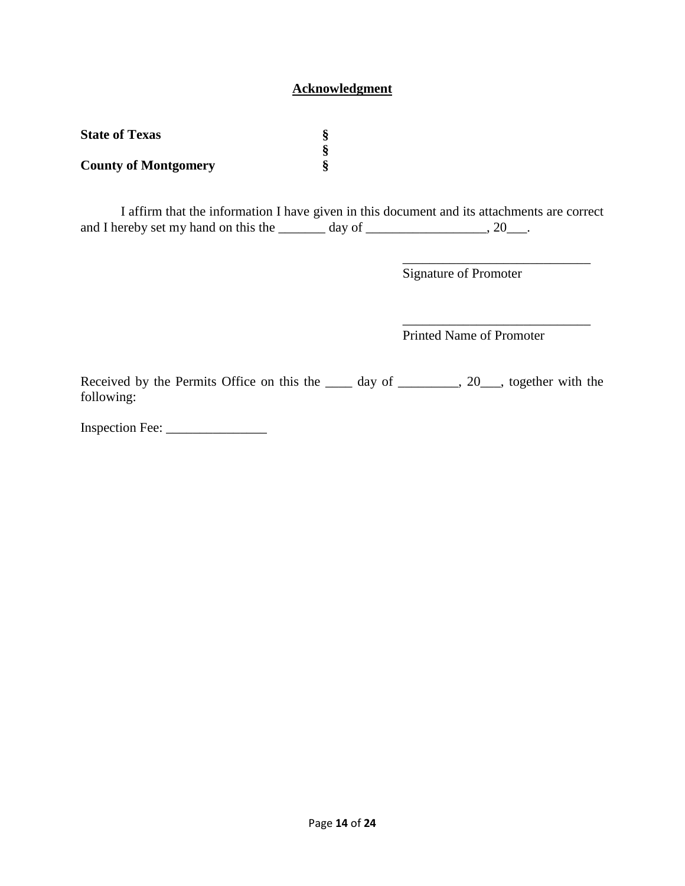## Acknowledgment

**State of Texas** §
§
**County of Montgomery** §

I affirm that the information I have given in this document and its attachments are correct and I hereby set my hand on this the _______ day of __________________, 20___.

____________________________
Signature of Promoter

____________________________
Printed Name of Promoter

Received by the Permits Office on this the ____ day of _________, 20___, together with the following:

Inspection Fee: _______________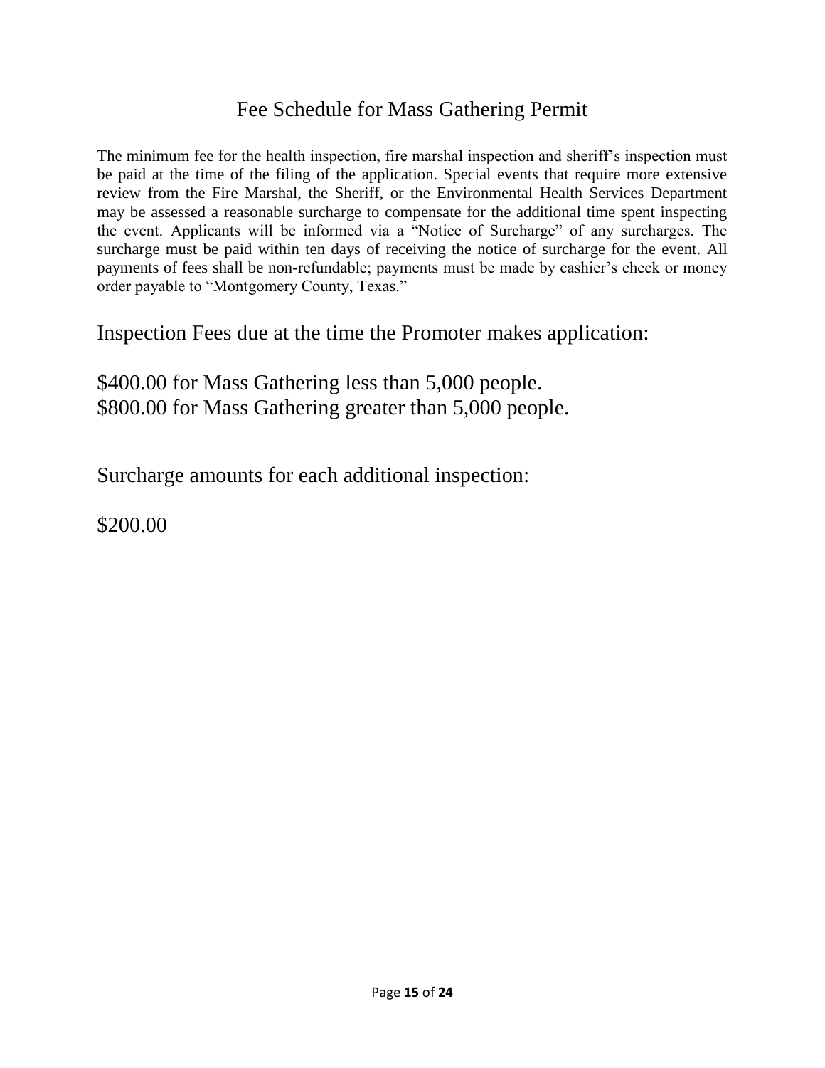# Fee Schedule for Mass Gathering Permit

The minimum fee for the health inspection, fire marshal inspection and sheriff's inspection must be paid at the time of the filing of the application. Special events that require more extensive review from the Fire Marshal, the Sheriff, or the Environmental Health Services Department may be assessed a reasonable surcharge to compensate for the additional time spent inspecting the event. Applicants will be informed via a "Notice of Surcharge" of any surcharges. The surcharge must be paid within ten days of receiving the notice of surcharge for the event. All payments of fees shall be non-refundable; payments must be made by cashier's check or money order payable to "Montgomery County, Texas."

## Inspection Fees due at the time the Promoter makes application:

$400.00 for Mass Gathering less than 5,000 people.
$800.00 for Mass Gathering greater than 5,000 people.

## Surcharge amounts for each additional inspection:

$200.00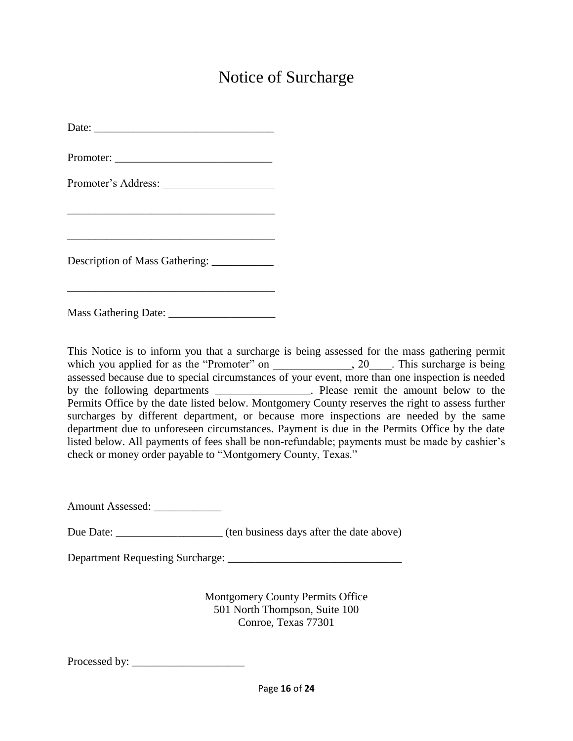# Notice of Surcharge

Date: ________________________________

Promoter: ____________________________

Promoter's Address: ___________________

_____________________________________

_____________________________________

Description of Mass Gathering: ___________

_____________________________________

Mass Gathering Date: ___________________

This Notice is to inform you that a surcharge is being assessed for the mass gathering permit which you applied for as the "Promoter" on ______________, 20____. This surcharge is being assessed because due to special circumstances of your event, more than one inspection is needed by the following departments _________________. Please remit the amount below to the Permits Office by the date listed below. Montgomery County reserves the right to assess further surcharges by different department, or because more inspections are needed by the same department due to unforeseen circumstances. Payment is due in the Permits Office by the date listed below. All payments of fees shall be non-refundable; payments must be made by cashier's check or money order payable to "Montgomery County, Texas."

Amount Assessed: ____________

Due Date: ___________________ (ten business days after the date above)

Department Requesting Surcharge: _______________________________

Montgomery County Permits Office
501 North Thompson, Suite 100
Conroe, Texas 77301

Processed by: ____________________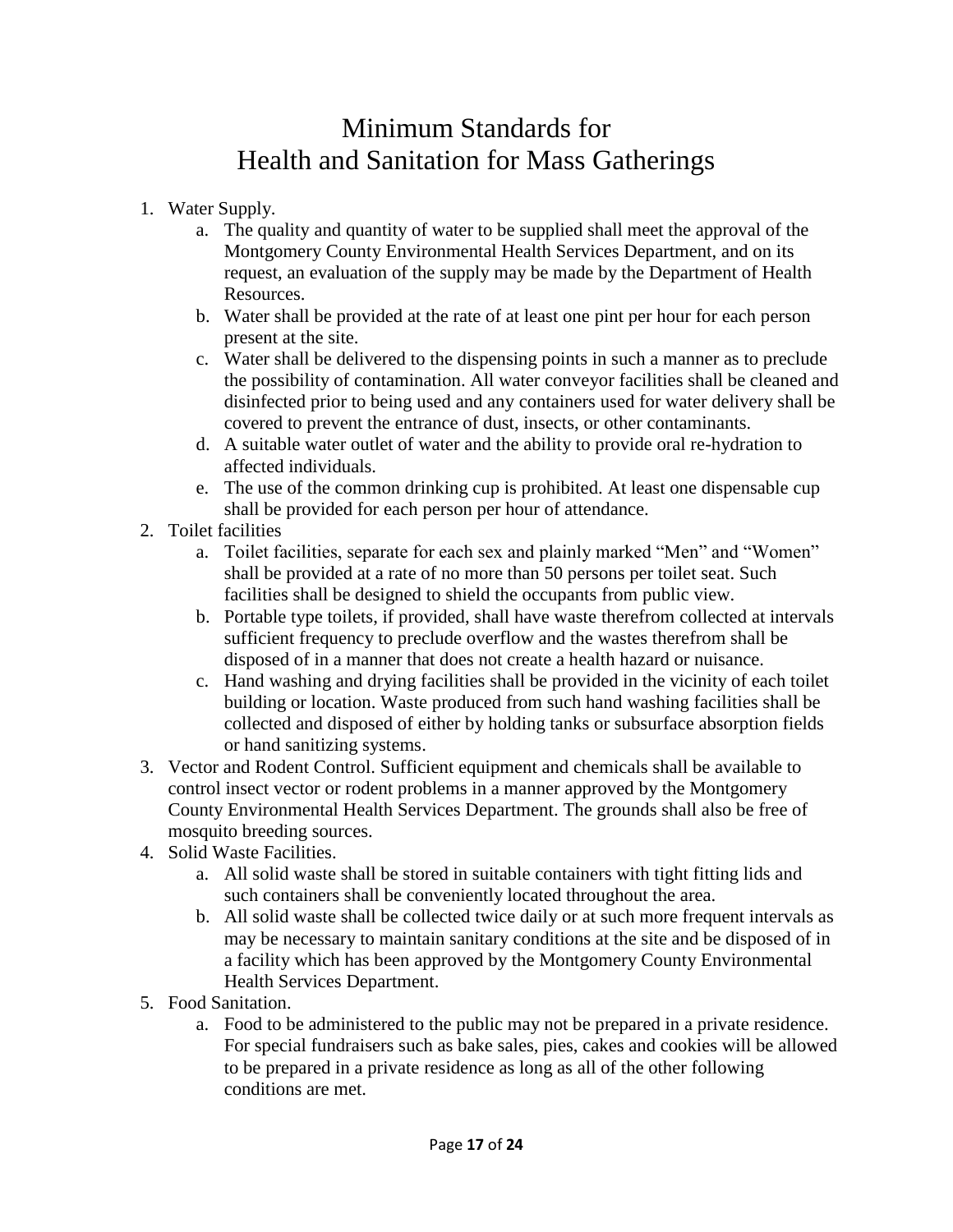# Minimum Standards for Health and Sanitation for Mass Gatherings

1. Water Supply.
    a. The quality and quantity of water to be supplied shall meet the approval of the Montgomery County Environmental Health Services Department, and on its request, an evaluation of the supply may be made by the Department of Health Resources.
    b. Water shall be provided at the rate of at least one pint per hour for each person present at the site.
    c. Water shall be delivered to the dispensing points in such a manner as to preclude the possibility of contamination. All water conveyor facilities shall be cleaned and disinfected prior to being used and any containers used for water delivery shall be covered to prevent the entrance of dust, insects, or other contaminants.
    d. A suitable water outlet of water and the ability to provide oral re-hydration to affected individuals.
    e. The use of the common drinking cup is prohibited. At least one dispensable cup shall be provided for each person per hour of attendance.
2. Toilet facilities
    a. Toilet facilities, separate for each sex and plainly marked "Men" and "Women" shall be provided at a rate of no more than 50 persons per toilet seat. Such facilities shall be designed to shield the occupants from public view.
    b. Portable type toilets, if provided, shall have waste therefrom collected at intervals sufficient frequency to preclude overflow and the wastes therefrom shall be disposed of in a manner that does not create a health hazard or nuisance.
    c. Hand washing and drying facilities shall be provided in the vicinity of each toilet building or location. Waste produced from such hand washing facilities shall be collected and disposed of either by holding tanks or subsurface absorption fields or hand sanitizing systems.
3. Vector and Rodent Control. Sufficient equipment and chemicals shall be available to control insect vector or rodent problems in a manner approved by the Montgomery County Environmental Health Services Department. The grounds shall also be free of mosquito breeding sources.
4. Solid Waste Facilities.
    a. All solid waste shall be stored in suitable containers with tight fitting lids and such containers shall be conveniently located throughout the area.
    b. All solid waste shall be collected twice daily or at such more frequent intervals as may be necessary to maintain sanitary conditions at the site and be disposed of in a facility which has been approved by the Montgomery County Environmental Health Services Department.
5. Food Sanitation.
    a. Food to be administered to the public may not be prepared in a private residence. For special fundraisers such as bake sales, pies, cakes and cookies will be allowed to be prepared in a private residence as long as all of the other following conditions are met.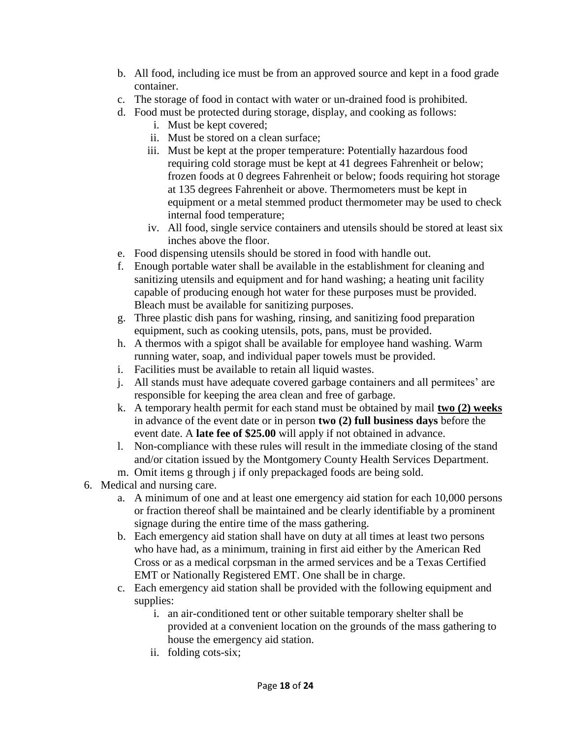b. All food, including ice must be from an approved source and kept in a food grade container.
c. The storage of food in contact with water or un-drained food is prohibited.
d. Food must be protected during storage, display, and cooking as follows:
    i. Must be kept covered;
    ii. Must be stored on a clean surface;
    iii. Must be kept at the proper temperature: Potentially hazardous food requiring cold storage must be kept at 41 degrees Fahrenheit or below; frozen foods at 0 degrees Fahrenheit or below; foods requiring hot storage at 135 degrees Fahrenheit or above. Thermometers must be kept in equipment or a metal stemmed product thermometer may be used to check internal food temperature;
    iv. All food, single service containers and utensils should be stored at least six inches above the floor.
e. Food dispensing utensils should be stored in food with handle out.
f. Enough portable water shall be available in the establishment for cleaning and sanitizing utensils and equipment and for hand washing; a heating unit facility capable of producing enough hot water for these purposes must be provided. Bleach must be available for sanitizing purposes.
g. Three plastic dish pans for washing, rinsing, and sanitizing food preparation equipment, such as cooking utensils, pots, pans, must be provided.
h. A thermos with a spigot shall be available for employee hand washing. Warm running water, soap, and individual paper towels must be provided.
i. Facilities must be available to retain all liquid wastes.
j. All stands must have adequate covered garbage containers and all permitees' are responsible for keeping the area clean and free of garbage.
k. A temporary health permit for each stand must be obtained by mail **two (2) weeks** in advance of the event date or in person **two (2) full business days** before the event date. A **late fee of $25.00** will apply if not obtained in advance.
l. Non-compliance with these rules will result in the immediate closing of the stand and/or citation issued by the Montgomery County Health Services Department.
m. Omit items g through j if only prepackaged foods are being sold.

6. Medical and nursing care.
    a. A minimum of one and at least one emergency aid station for each 10,000 persons or fraction thereof shall be maintained and be clearly identifiable by a prominent signage during the entire time of the mass gathering.
    b. Each emergency aid station shall have on duty at all times at least two persons who have had, as a minimum, training in first aid either by the American Red Cross or as a medical corpsman in the armed services and be a Texas Certified EMT or Nationally Registered EMT. One shall be in charge.
    c. Each emergency aid station shall be provided with the following equipment and supplies:
        i. an air-conditioned tent or other suitable temporary shelter shall be provided at a convenient location on the grounds of the mass gathering to house the emergency aid station.
        ii. folding cots-six;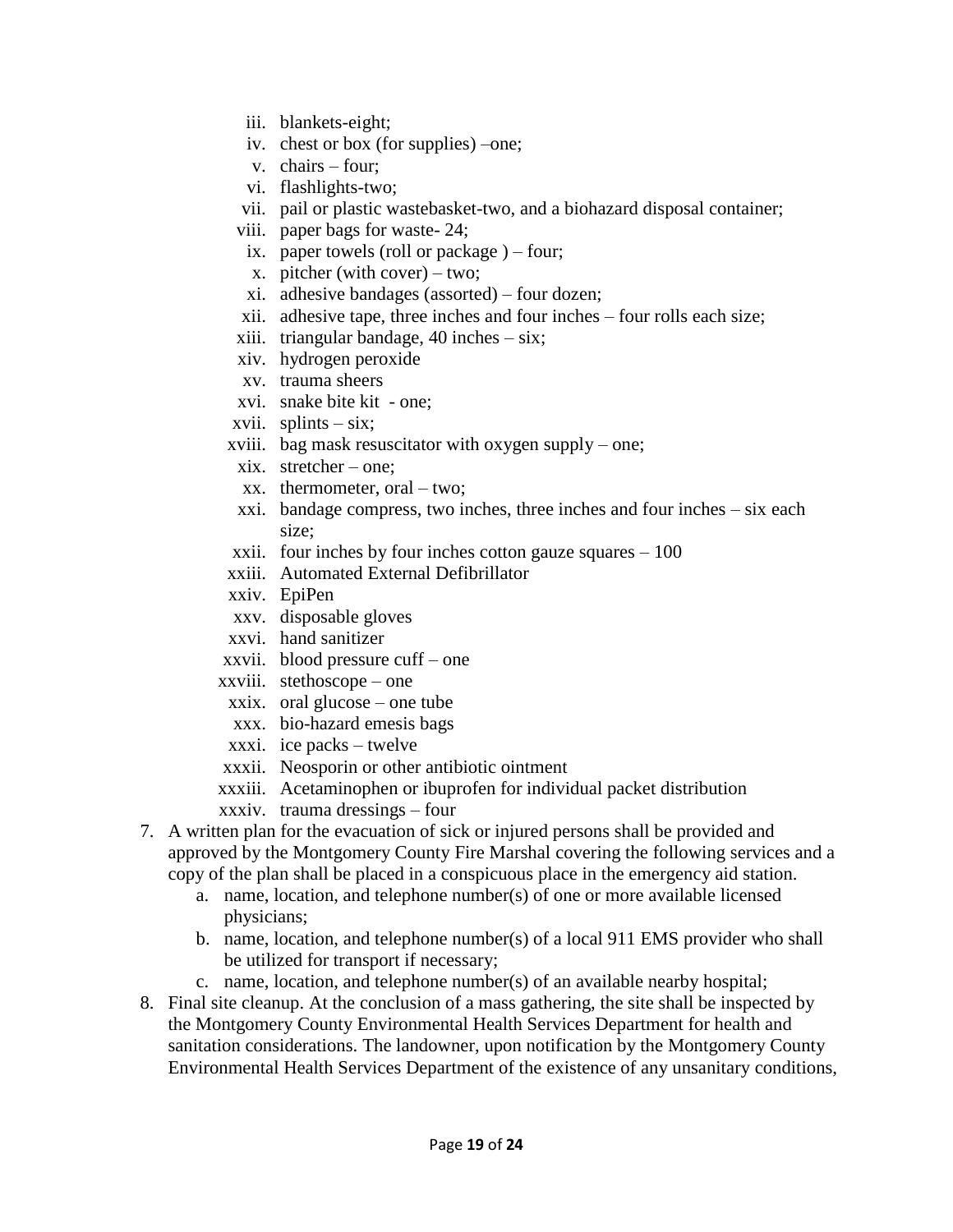iii. blankets-eight;
iv. chest or box (for supplies) –one;
v. chairs – four;
vi. flashlights-two;
vii. pail or plastic wastebasket-two, and a biohazard disposal container;
viii. paper bags for waste- 24;
ix. paper towels (roll or package ) – four;
x. pitcher (with cover) – two;
xi. adhesive bandages (assorted) – four dozen;
xii. adhesive tape, three inches and four inches – four rolls each size;
xiii. triangular bandage, 40 inches – six;
xiv. hydrogen peroxide
xv. trauma sheers
xvi. snake bite kit - one;
xvii. splints – six;
xviii. bag mask resuscitator with oxygen supply – one;
xix. stretcher – one;
xx. thermometer, oral – two;
xxi. bandage compress, two inches, three inches and four inches – six each size;
xxii. four inches by four inches cotton gauze squares – 100
xxiii. Automated External Defibrillator
xxiv. EpiPen
xxv. disposable gloves
xxvi. hand sanitizer
xxvii. blood pressure cuff – one
xxviii. stethoscope – one
xxix. oral glucose – one tube
xxx. bio-hazard emesis bags
xxxi. ice packs – twelve
xxxii. Neosporin or other antibiotic ointment
xxxiii. Acetaminophen or ibuprofen for individual packet distribution
xxxiv. trauma dressings – four

7. A written plan for the evacuation of sick or injured persons shall be provided and approved by the Montgomery County Fire Marshal covering the following services and a copy of the plan shall be placed in a conspicuous place in the emergency aid station.
   a. name, location, and telephone number(s) of one or more available licensed physicians;
   b. name, location, and telephone number(s) of a local 911 EMS provider who shall be utilized for transport if necessary;
   c. name, location, and telephone number(s) of an available nearby hospital;
8. Final site cleanup. At the conclusion of a mass gathering, the site shall be inspected by the Montgomery County Environmental Health Services Department for health and sanitation considerations. The landowner, upon notification by the Montgomery County Environmental Health Services Department of the existence of any unsanitary conditions,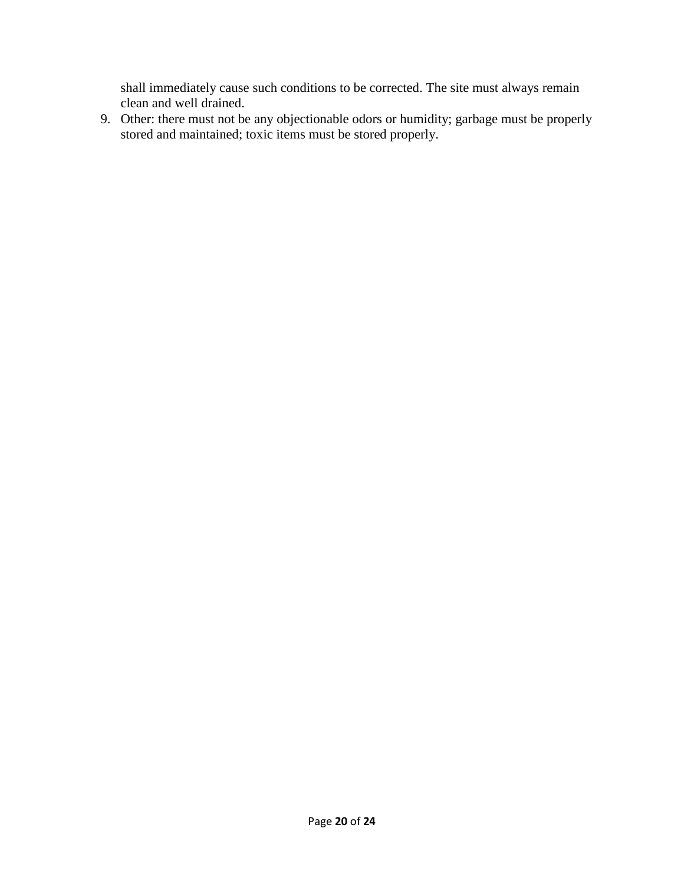shall immediately cause such conditions to be corrected. The site must always remain clean and well drained.

9. Other: there must not be any objectionable odors or humidity; garbage must be properly stored and maintained; toxic items must be stored properly.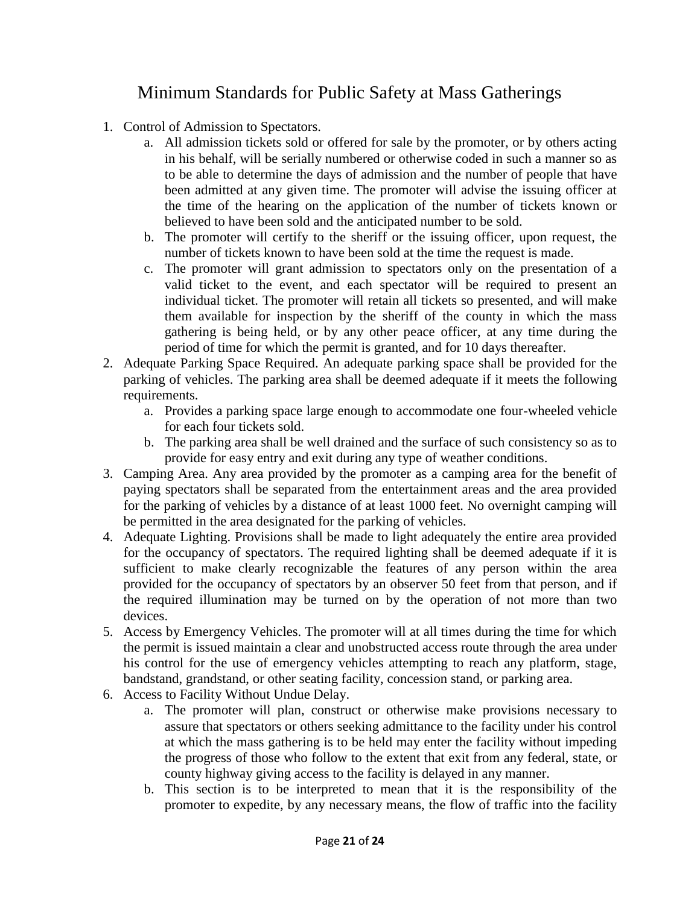# Minimum Standards for Public Safety at Mass Gatherings

1. Control of Admission to Spectators.
    a. All admission tickets sold or offered for sale by the promoter, or by others acting in his behalf, will be serially numbered or otherwise coded in such a manner so as to be able to determine the days of admission and the number of people that have been admitted at any given time. The promoter will advise the issuing officer at the time of the hearing on the application of the number of tickets known or believed to have been sold and the anticipated number to be sold.
    b. The promoter will certify to the sheriff or the issuing officer, upon request, the number of tickets known to have been sold at the time the request is made.
    c. The promoter will grant admission to spectators only on the presentation of a valid ticket to the event, and each spectator will be required to present an individual ticket. The promoter will retain all tickets so presented, and will make them available for inspection by the sheriff of the county in which the mass gathering is being held, or by any other peace officer, at any time during the period of time for which the permit is granted, and for 10 days thereafter.
2. Adequate Parking Space Required. An adequate parking space shall be provided for the parking of vehicles. The parking area shall be deemed adequate if it meets the following requirements.
    a. Provides a parking space large enough to accommodate one four-wheeled vehicle for each four tickets sold.
    b. The parking area shall be well drained and the surface of such consistency so as to provide for easy entry and exit during any type of weather conditions.
3. Camping Area. Any area provided by the promoter as a camping area for the benefit of paying spectators shall be separated from the entertainment areas and the area provided for the parking of vehicles by a distance of at least 1000 feet. No overnight camping will be permitted in the area designated for the parking of vehicles.
4. Adequate Lighting. Provisions shall be made to light adequately the entire area provided for the occupancy of spectators. The required lighting shall be deemed adequate if it is sufficient to make clearly recognizable the features of any person within the area provided for the occupancy of spectators by an observer 50 feet from that person, and if the required illumination may be turned on by the operation of not more than two devices.
5. Access by Emergency Vehicles. The promoter will at all times during the time for which the permit is issued maintain a clear and unobstructed access route through the area under his control for the use of emergency vehicles attempting to reach any platform, stage, bandstand, grandstand, or other seating facility, concession stand, or parking area.
6. Access to Facility Without Undue Delay.
    a. The promoter will plan, construct or otherwise make provisions necessary to assure that spectators or others seeking admittance to the facility under his control at which the mass gathering is to be held may enter the facility without impeding the progress of those who follow to the extent that exit from any federal, state, or county highway giving access to the facility is delayed in any manner.
    b. This section is to be interpreted to mean that it is the responsibility of the promoter to expedite, by any necessary means, the flow of traffic into the facility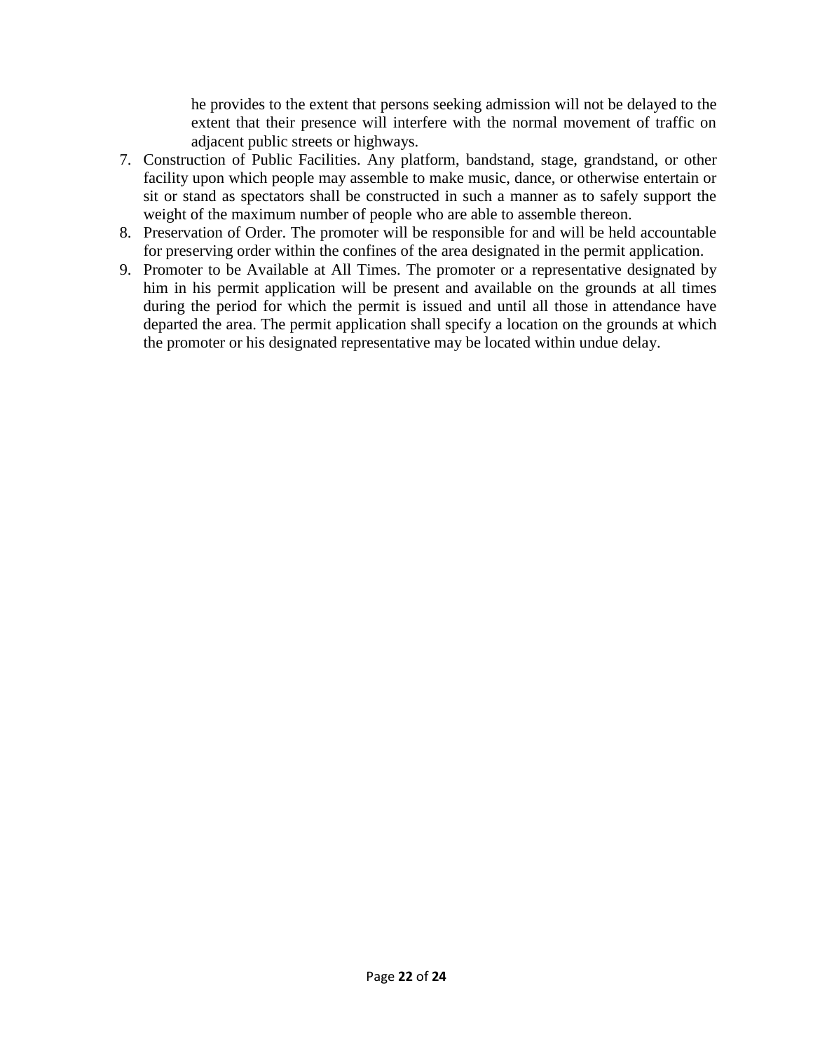he provides to the extent that persons seeking admission will not be delayed to the extent that their presence will interfere with the normal movement of traffic on adjacent public streets or highways.

7. Construction of Public Facilities. Any platform, bandstand, stage, grandstand, or other facility upon which people may assemble to make music, dance, or otherwise entertain or sit or stand as spectators shall be constructed in such a manner as to safely support the weight of the maximum number of people who are able to assemble thereon.
8. Preservation of Order. The promoter will be responsible for and will be held accountable for preserving order within the confines of the area designated in the permit application.
9. Promoter to be Available at All Times. The promoter or a representative designated by him in his permit application will be present and available on the grounds at all times during the period for which the permit is issued and until all those in attendance have departed the area. The permit application shall specify a location on the grounds at which the promoter or his designated representative may be located within undue delay.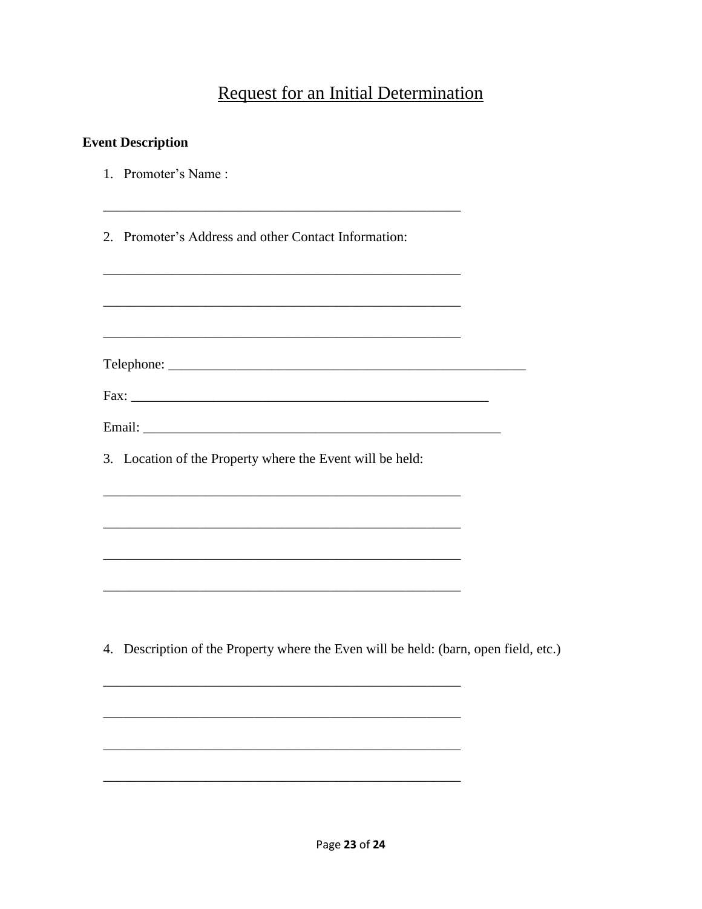# Request for an Initial Determination

**Event Description**

1. Promoter's Name :

 _____________________________________________________

2. Promoter's Address and other Contact Information:

 _____________________________________________________

 _____________________________________________________

 _____________________________________________________

 Telephone: _________________________________________________

 Fax: _____________________________________________________

 Email: ___________________________________________________

3. Location of the Property where the Event will be held:

 _____________________________________________________

 _____________________________________________________

 _____________________________________________________

 _____________________________________________________

4. Description of the Property where the Even will be held: (barn, open field, etc.)

 _____________________________________________________

 _____________________________________________________

 _____________________________________________________

 _____________________________________________________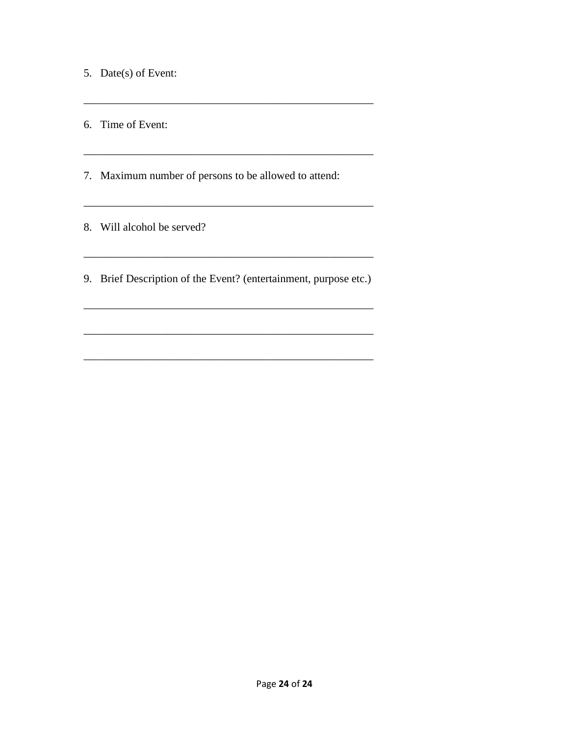5. Date(s) of Event:

_____________________________________________________

6. Time of Event:

_____________________________________________________

7. Maximum number of persons to be allowed to attend:

_____________________________________________________

8. Will alcohol be served?

_____________________________________________________

9. Brief Description of the Event? (entertainment, purpose etc.)

_____________________________________________________

_____________________________________________________

_____________________________________________________